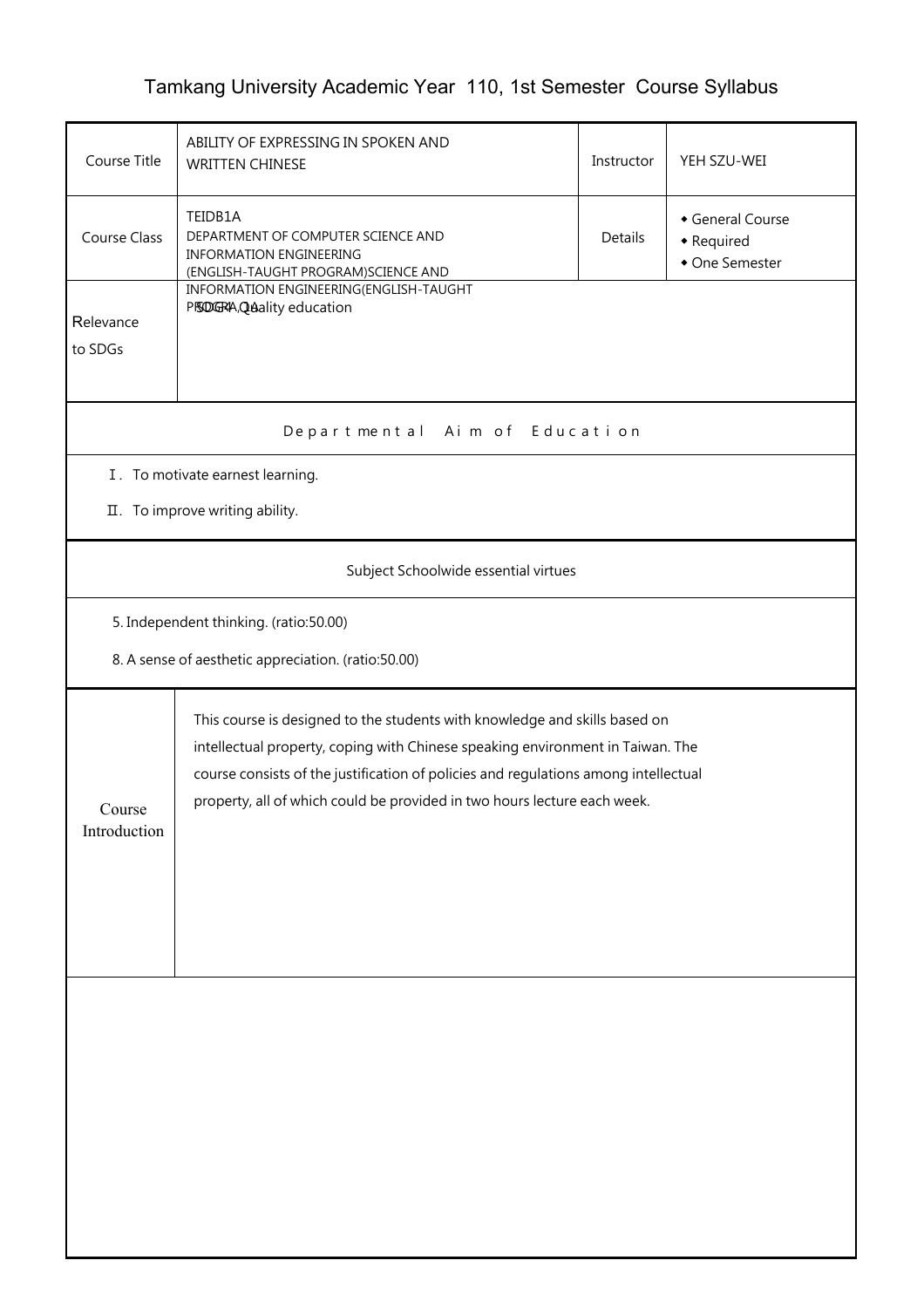# Tamkang University Academic Year 110, 1st Semester Course Syllabus

| Course Title | ABILITY OF EXPRESSING IN SPOKEN AND WRITTEN CHINESE | Instructor | YEH SZU-WEI |
|---|---|---|---|
| Course Class | TEIDB1A<br>DEPARTMENT OF COMPUTER SCIENCE AND INFORMATION ENGINEERING (ENGLISH-TAUGHT PROGRAM)SCIENCE AND INFORMATION ENGINEERING(ENGLISH-TAUGHT PROGRAM, 1A | Details | ◆ General Course<br>◆ Required<br>◆ One Semester |
| Relevance to SDGs | SDG4 Quality education | | |

## Departmental Aim of Education

Ⅰ. To motivate earnest learning.

Ⅱ. To improve writing ability.

## Subject Schoolwide essential virtues

5. Independent thinking. (ratio:50.00)

8. A sense of aesthetic appreciation. (ratio:50.00)

| Course Introduction | This course is designed to the students with knowledge and skills based on intellectual property, coping with Chinese speaking environment in Taiwan. The course consists of the justification of policies and regulations among intellectual property, all of which could be provided in two hours lecture each week. |
|---|---|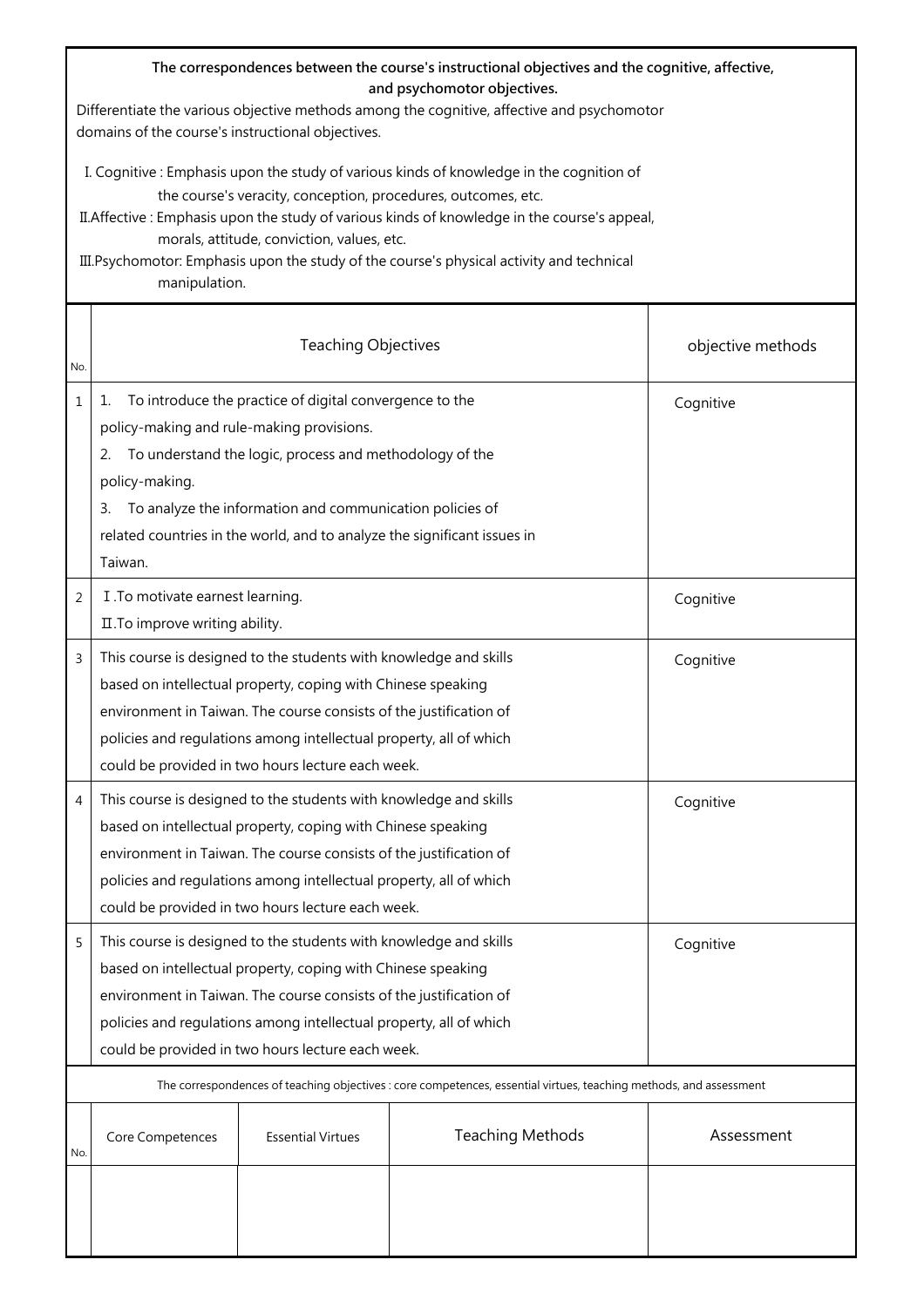**The correspondences between the course's instructional objectives and the cognitive, affective, and psychomotor objectives.**

Differentiate the various objective methods among the cognitive, affective and psychomotor domains of the course's instructional objectives.

Ⅰ. Cognitive : Emphasis upon the study of various kinds of knowledge in the cognition of the course's veracity, conception, procedures, outcomes, etc.

Ⅱ.Affective : Emphasis upon the study of various kinds of knowledge in the course's appeal, morals, attitude, conviction, values, etc.

Ⅲ.Psychomotor: Emphasis upon the study of the course's physical activity and technical manipulation.

| No. | Teaching Objectives | objective methods |
|---|---|---|
| 1 | 1. To introduce the practice of digital convergence to the policy-making and rule-making provisions.<br>2. To understand the logic, process and methodology of the policy-making.<br>3. To analyze the information and communication policies of related countries in the world, and to analyze the significant issues in Taiwan. | Cognitive |
| 2 | Ⅰ.To motivate earnest learning.<br>Ⅱ.To improve writing ability. | Cognitive |
| 3 | This course is designed to the students with knowledge and skills based on intellectual property, coping with Chinese speaking environment in Taiwan. The course consists of the justification of policies and regulations among intellectual property, all of which could be provided in two hours lecture each week. | Cognitive |
| 4 | This course is designed to the students with knowledge and skills based on intellectual property, coping with Chinese speaking environment in Taiwan. The course consists of the justification of policies and regulations among intellectual property, all of which could be provided in two hours lecture each week. | Cognitive |
| 5 | This course is designed to the students with knowledge and skills based on intellectual property, coping with Chinese speaking environment in Taiwan. The course consists of the justification of policies and regulations among intellectual property, all of which could be provided in two hours lecture each week. | Cognitive |

The correspondences of teaching objectives : core competences, essential virtues, teaching methods, and assessment

| No. | Core Competences | Essential Virtues | Teaching Methods | Assessment |
|---|---|---|---|---|
| | | | | |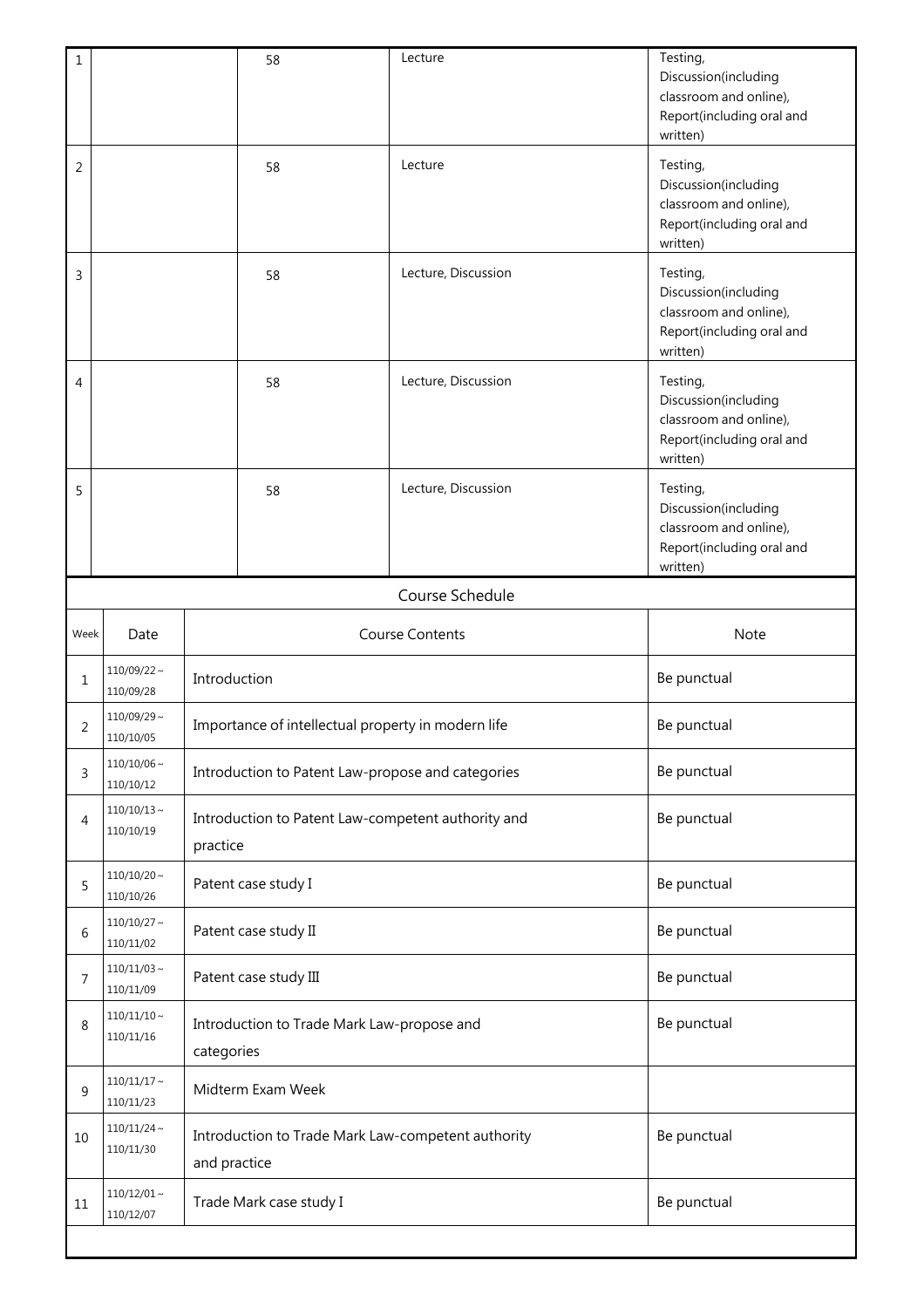| | | | | |
|---|---|---|---|---|
| 1 | | 58 | Lecture | Testing, Discussion(including classroom and online), Report(including oral and written) |
| 2 | | 58 | Lecture | Testing, Discussion(including classroom and online), Report(including oral and written) |
| 3 | | 58 | Lecture, Discussion | Testing, Discussion(including classroom and online), Report(including oral and written) |
| 4 | | 58 | Lecture, Discussion | Testing, Discussion(including classroom and online), Report(including oral and written) |
| 5 | | 58 | Lecture, Discussion | Testing, Discussion(including classroom and online), Report(including oral and written) |

Course Schedule

| Week | Date | Course Contents | Note |
|---|---|---|---|
| 1 | 110/09/22～110/09/28 | Introduction | Be punctual |
| 2 | 110/09/29～110/10/05 | Importance of intellectual property in modern life | Be punctual |
| 3 | 110/10/06～110/10/12 | Introduction to Patent Law-propose and categories | Be punctual |
| 4 | 110/10/13～110/10/19 | Introduction to Patent Law-competent authority and practice | Be punctual |
| 5 | 110/10/20～110/10/26 | Patent case study I | Be punctual |
| 6 | 110/10/27～110/11/02 | Patent case study II | Be punctual |
| 7 | 110/11/03～110/11/09 | Patent case study III | Be punctual |
| 8 | 110/11/10～110/11/16 | Introduction to Trade Mark Law-propose and categories | Be punctual |
| 9 | 110/11/17～110/11/23 | Midterm Exam Week | |
| 10 | 110/11/24～110/11/30 | Introduction to Trade Mark Law-competent authority and practice | Be punctual |
| 11 | 110/12/01～110/12/07 | Trade Mark case study I | Be punctual |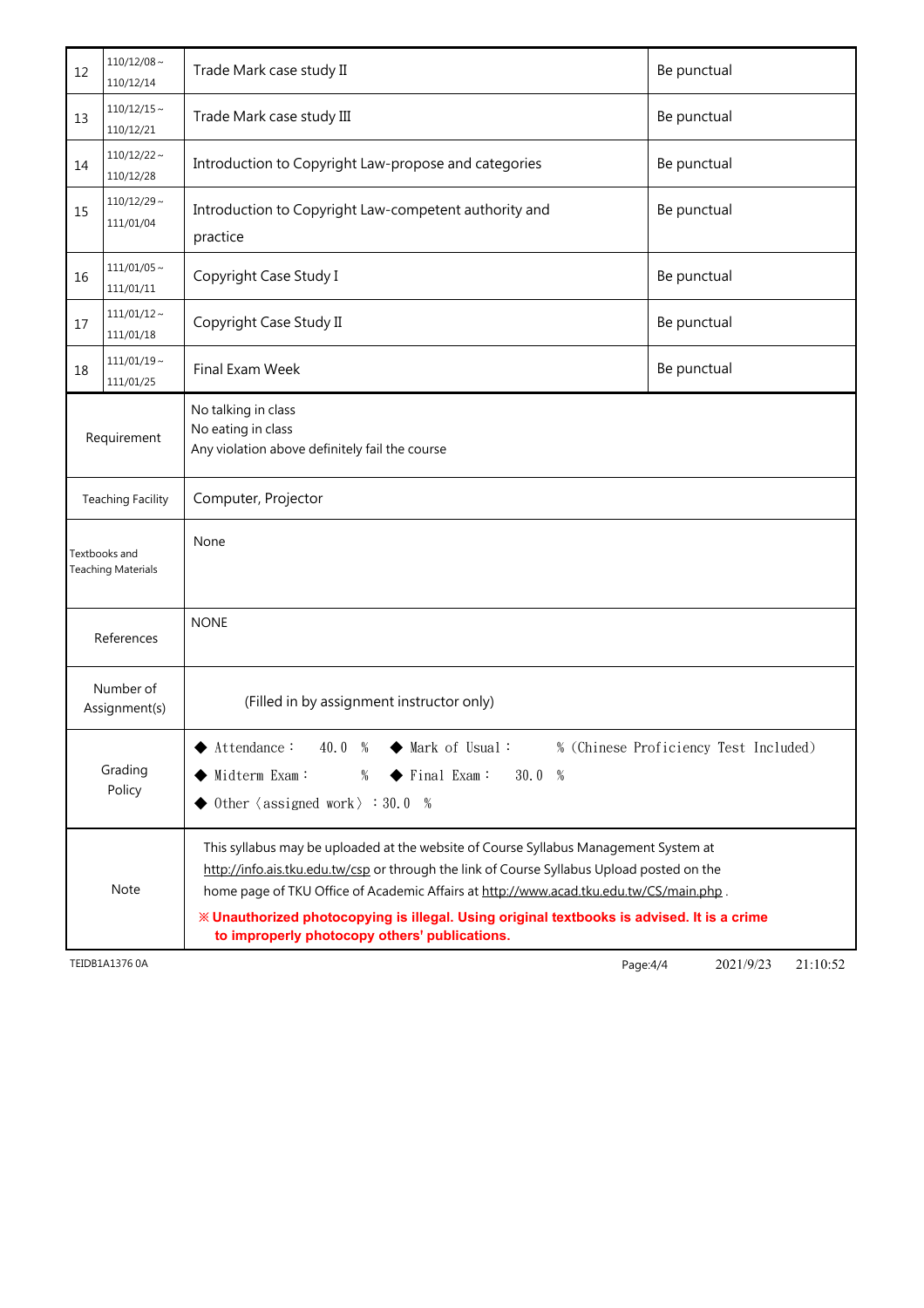| | | | |
|---|---|---|---|
| 12 | 110/12/08～110/12/14 | Trade Mark case study II | Be punctual |
| 13 | 110/12/15～110/12/21 | Trade Mark case study III | Be punctual |
| 14 | 110/12/22～110/12/28 | Introduction to Copyright Law-propose and categories | Be punctual |
| 15 | 110/12/29～111/01/04 | Introduction to Copyright Law-competent authority and practice | Be punctual |
| 16 | 111/01/05～111/01/11 | Copyright Case Study I | Be punctual |
| 17 | 111/01/12～111/01/18 | Copyright Case Study II | Be punctual |
| 18 | 111/01/19～111/01/25 | Final Exam Week | Be punctual |

| | |
|---|---|
| Requirement | No talking in class<br>No eating in class<br>Any violation above definitely fail the course |
| Teaching Facility | Computer, Projector |
| Textbooks and Teaching Materials | None |
| References | NONE |
| Number of Assignment(s) | (Filled in by assignment instructor only) |
| Grading Policy | ◆ Attendance： 40.0 ％ ◆ Mark of Usual： ％ (Chinese Proficiency Test Included)<br>◆ Midterm Exam： ％ ◆ Final Exam： 30.0 ％<br>◆ Other〈assigned work〉：30.0 ％ |
| Note | This syllabus may be uploaded at the website of Course Syllabus Management System at http://info.ais.tku.edu.tw/csp or through the link of Course Syllabus Upload posted on the home page of TKU Office of Academic Affairs at http://www.acad.tku.edu.tw/CS/main.php .<br>**※ Unauthorized photocopying is illegal. Using original textbooks is advised. It is a crime to improperly photocopy others' publications.** |

TEIDB1A1376 0A 2021/9/23 21:10:52